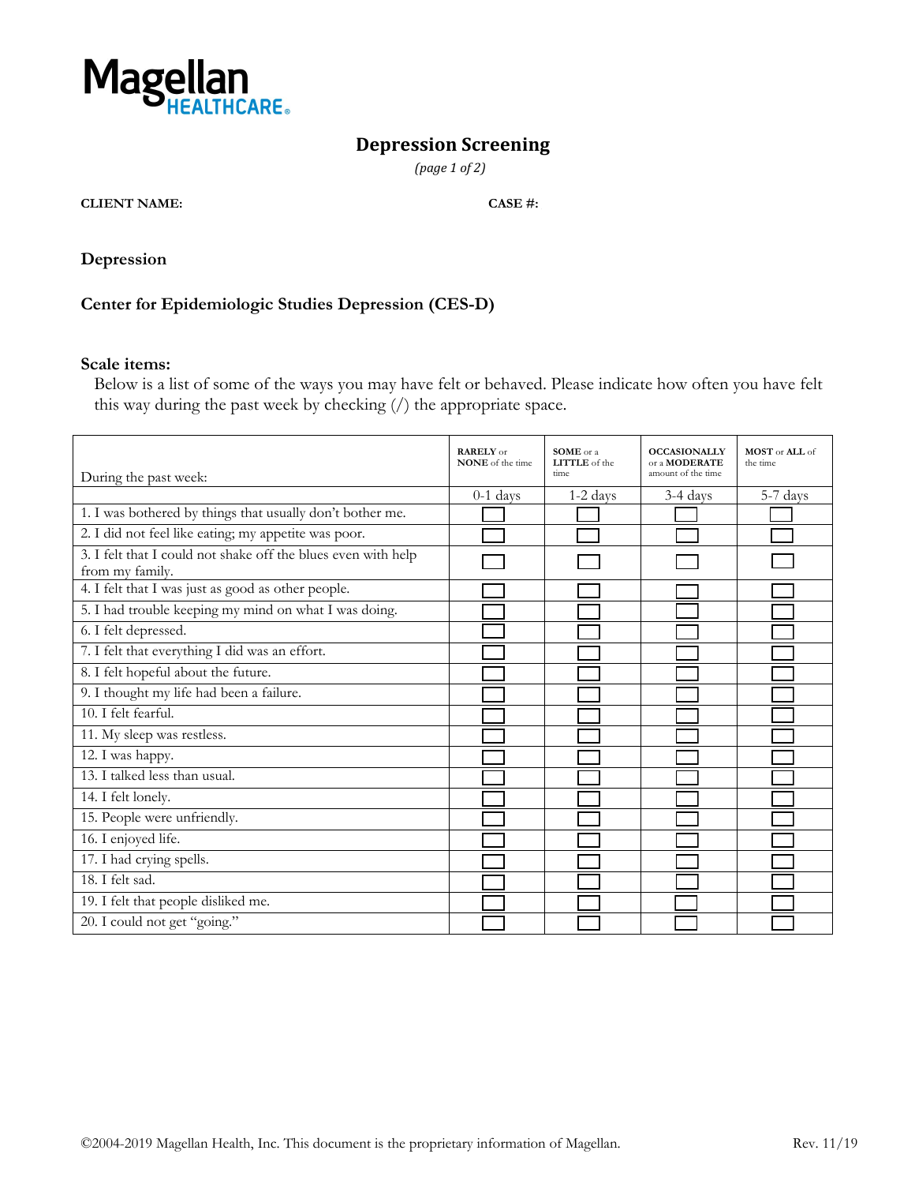Magellan HEALTHCARE

# Depression Screening

*(page 1 of 2)*

**CLIENT NAME:** **CASE #:**

## Depression

## Center for Epidemiologic Studies Depression (CES-D)

### Scale items:

Below is a list of some of the ways you may have felt or behaved. Please indicate how often you have felt this way during the past week by checking (/) the appropriate space.

| During the past week: | **RARELY** or **NONE** of the time | **SOME** or a **LITTLE** of the time | **OCCASIONALLY** or a **MODERATE** amount of the time | **MOST** or **ALL** of the time |
|---|---|---|---|---|
| | 0-1 days | 1-2 days | 3-4 days | 5-7 days |
| 1. I was bothered by things that usually don't bother me. | ☐ | ☐ | ☐ | ☐ |
| 2. I did not feel like eating; my appetite was poor. | ☐ | ☐ | ☐ | ☐ |
| 3. I felt that I could not shake off the blues even with help from my family. | ☐ | ☐ | ☐ | ☐ |
| 4. I felt that I was just as good as other people. | ☐ | ☐ | ☐ | ☐ |
| 5. I had trouble keeping my mind on what I was doing. | ☐ | ☐ | ☐ | ☐ |
| 6. I felt depressed. | ☐ | ☐ | ☐ | ☐ |
| 7. I felt that everything I did was an effort. | ☐ | ☐ | ☐ | ☐ |
| 8. I felt hopeful about the future. | ☐ | ☐ | ☐ | ☐ |
| 9. I thought my life had been a failure. | ☐ | ☐ | ☐ | ☐ |
| 10. I felt fearful. | ☐ | ☐ | ☐ | ☐ |
| 11. My sleep was restless. | ☐ | ☐ | ☐ | ☐ |
| 12. I was happy. | ☐ | ☐ | ☐ | ☐ |
| 13. I talked less than usual. | ☐ | ☐ | ☐ | ☐ |
| 14. I felt lonely. | ☐ | ☐ | ☐ | ☐ |
| 15. People were unfriendly. | ☐ | ☐ | ☐ | ☐ |
| 16. I enjoyed life. | ☐ | ☐ | ☐ | ☐ |
| 17. I had crying spells. | ☐ | ☐ | ☐ | ☐ |
| 18. I felt sad. | ☐ | ☐ | ☐ | ☐ |
| 19. I felt that people disliked me. | ☐ | ☐ | ☐ | ☐ |
| 20. I could not get "going." | ☐ | ☐ | ☐ | ☐ |

©2004-2019 Magellan Health, Inc. This document is the proprietary information of Magellan. Rev. 11/19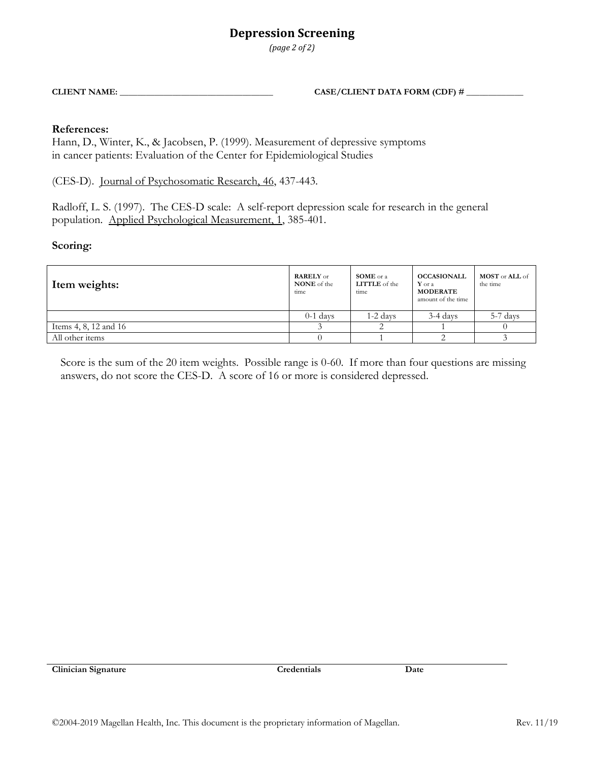# Depression Screening

*(page 2 of 2)*

**CLIENT NAME:** ___________________________________ **CASE/CLIENT DATA FORM (CDF) #** _____________

**References:**

Hann, D., Winter, K., & Jacobsen, P. (1999). Measurement of depressive symptoms in cancer patients: Evaluation of the Center for Epidemiological Studies

(CES-D). Journal of Psychosomatic Research, 46, 437-443.

Radloff, L. S. (1997). The CES-D scale: A self-report depression scale for research in the general population. Applied Psychological Measurement, 1, 385-401.

**Scoring:**

| **Item weights:** | **RARELY** or **NONE** of the time | **SOME** or a **LITTLE** of the time | **OCCASIONALLY** or a **MODERATE** amount of the time | **MOST** or **ALL** of the time |
|---|---|---|---|---|
| | 0-1 days | 1-2 days | 3-4 days | 5-7 days |
| Items 4, 8, 12 and 16 | 3 | 2 | 1 | 0 |
| All other items | 0 | 1 | 2 | 3 |

Score is the sum of the 20 item weights. Possible range is 0-60. If more than four questions are missing answers, do not score the CES-D. A score of 16 or more is considered depressed.

**Clinician Signature** **Credentials** **Date**

©2004-2019 Magellan Health, Inc. This document is the proprietary information of Magellan. Rev. 11/19